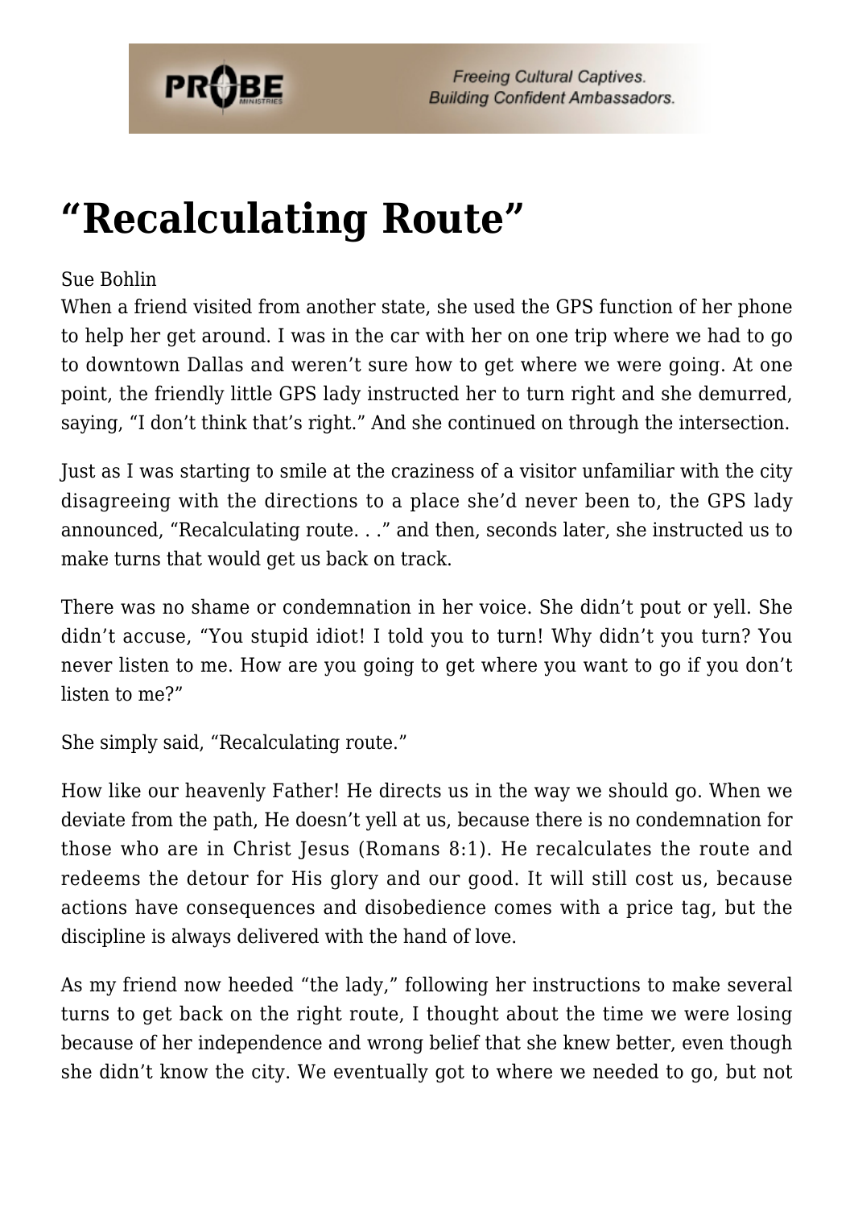# “Recalculating Route”

Sue Bohlin

When a friend visited from another state, she used the GPS function of her phone to help her get around. I was in the car with her on one trip where we had to go to downtown Dallas and weren’t sure how to get where we were going. At one point, the friendly little GPS lady instructed her to turn right and she demurred, saying, “I don’t think that’s right.” And she continued on through the intersection.

Just as I was starting to smile at the craziness of a visitor unfamiliar with the city disagreeing with the directions to a place she’d never been to, the GPS lady announced, “Recalculating route. . .” and then, seconds later, she instructed us to make turns that would get us back on track.

There was no shame or condemnation in her voice. She didn’t pout or yell. She didn’t accuse, “You stupid idiot! I told you to turn! Why didn’t you turn? You never listen to me. How are you going to get where you want to go if you don’t listen to me?”

She simply said, “Recalculating route.”

How like our heavenly Father! He directs us in the way we should go. When we deviate from the path, He doesn’t yell at us, because there is no condemnation for those who are in Christ Jesus (Romans 8:1). He recalculates the route and redeems the detour for His glory and our good. It will still cost us, because actions have consequences and disobedience comes with a price tag, but the discipline is always delivered with the hand of love.

As my friend now heeded “the lady,” following her instructions to make several turns to get back on the right route, I thought about the time we were losing because of her independence and wrong belief that she knew better, even though she didn’t know the city. We eventually got to where we needed to go, but not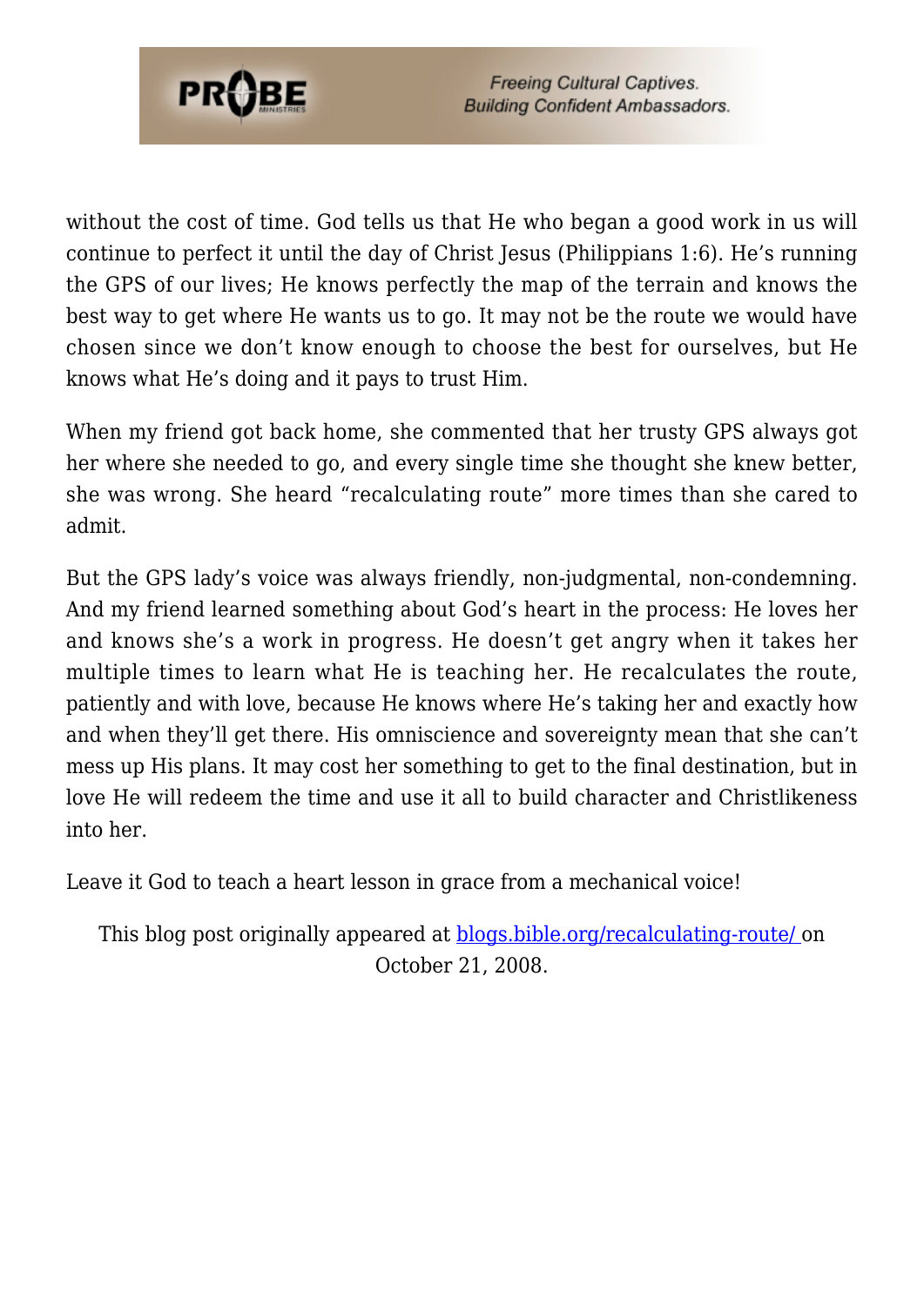without the cost of time. God tells us that He who began a good work in us will continue to perfect it until the day of Christ Jesus (Philippians 1:6). He's running the GPS of our lives; He knows perfectly the map of the terrain and knows the best way to get where He wants us to go. It may not be the route we would have chosen since we don't know enough to choose the best for ourselves, but He knows what He's doing and it pays to trust Him.

When my friend got back home, she commented that her trusty GPS always got her where she needed to go, and every single time she thought she knew better, she was wrong. She heard "recalculating route" more times than she cared to admit.

But the GPS lady's voice was always friendly, non-judgmental, non-condemning. And my friend learned something about God's heart in the process: He loves her and knows she's a work in progress. He doesn't get angry when it takes her multiple times to learn what He is teaching her. He recalculates the route, patiently and with love, because He knows where He's taking her and exactly how and when they'll get there. His omniscience and sovereignty mean that she can't mess up His plans. It may cost her something to get to the final destination, but in love He will redeem the time and use it all to build character and Christlikeness into her.

Leave it God to teach a heart lesson in grace from a mechanical voice!

This blog post originally appeared at [blogs.bible.org/recalculating-route/](blogs.bible.org/recalculating-route/) on October 21, 2008.